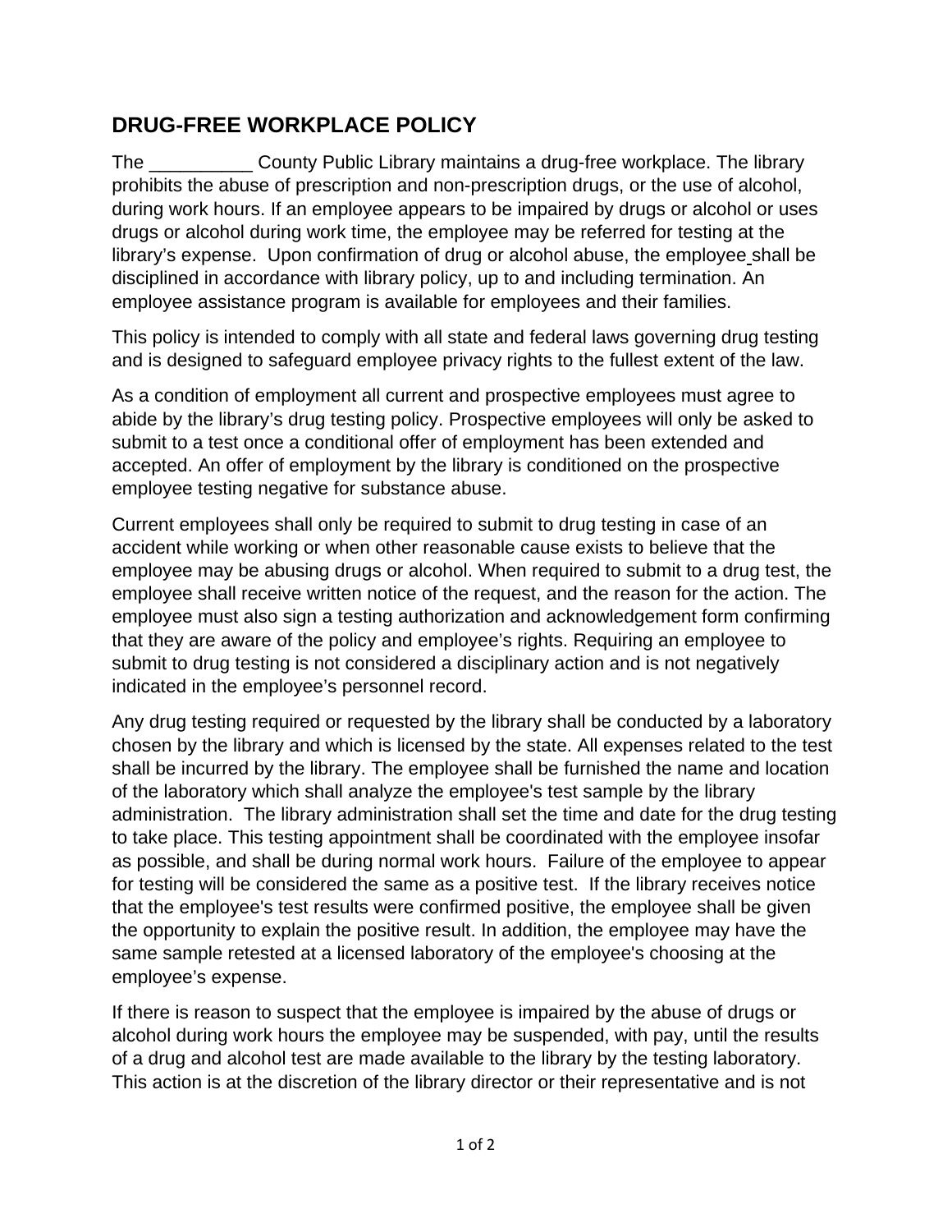# DRUG-FREE WORKPLACE POLICY

The __________ County Public Library maintains a drug-free workplace. The library prohibits the abuse of prescription and non-prescription drugs, or the use of alcohol, during work hours. If an employee appears to be impaired by drugs or alcohol or uses drugs or alcohol during work time, the employee may be referred for testing at the library's expense. Upon confirmation of drug or alcohol abuse, the employee shall be disciplined in accordance with library policy, up to and including termination. An employee assistance program is available for employees and their families.

This policy is intended to comply with all state and federal laws governing drug testing and is designed to safeguard employee privacy rights to the fullest extent of the law.

As a condition of employment all current and prospective employees must agree to abide by the library's drug testing policy. Prospective employees will only be asked to submit to a test once a conditional offer of employment has been extended and accepted. An offer of employment by the library is conditioned on the prospective employee testing negative for substance abuse.

Current employees shall only be required to submit to drug testing in case of an accident while working or when other reasonable cause exists to believe that the employee may be abusing drugs or alcohol. When required to submit to a drug test, the employee shall receive written notice of the request, and the reason for the action. The employee must also sign a testing authorization and acknowledgement form confirming that they are aware of the policy and employee's rights. Requiring an employee to submit to drug testing is not considered a disciplinary action and is not negatively indicated in the employee's personnel record.

Any drug testing required or requested by the library shall be conducted by a laboratory chosen by the library and which is licensed by the state. All expenses related to the test shall be incurred by the library. The employee shall be furnished the name and location of the laboratory which shall analyze the employee's test sample by the library administration. The library administration shall set the time and date for the drug testing to take place. This testing appointment shall be coordinated with the employee insofar as possible, and shall be during normal work hours. Failure of the employee to appear for testing will be considered the same as a positive test. If the library receives notice that the employee's test results were confirmed positive, the employee shall be given the opportunity to explain the positive result. In addition, the employee may have the same sample retested at a licensed laboratory of the employee's choosing at the employee's expense.

If there is reason to suspect that the employee is impaired by the abuse of drugs or alcohol during work hours the employee may be suspended, with pay, until the results of a drug and alcohol test are made available to the library by the testing laboratory. This action is at the discretion of the library director or their representative and is not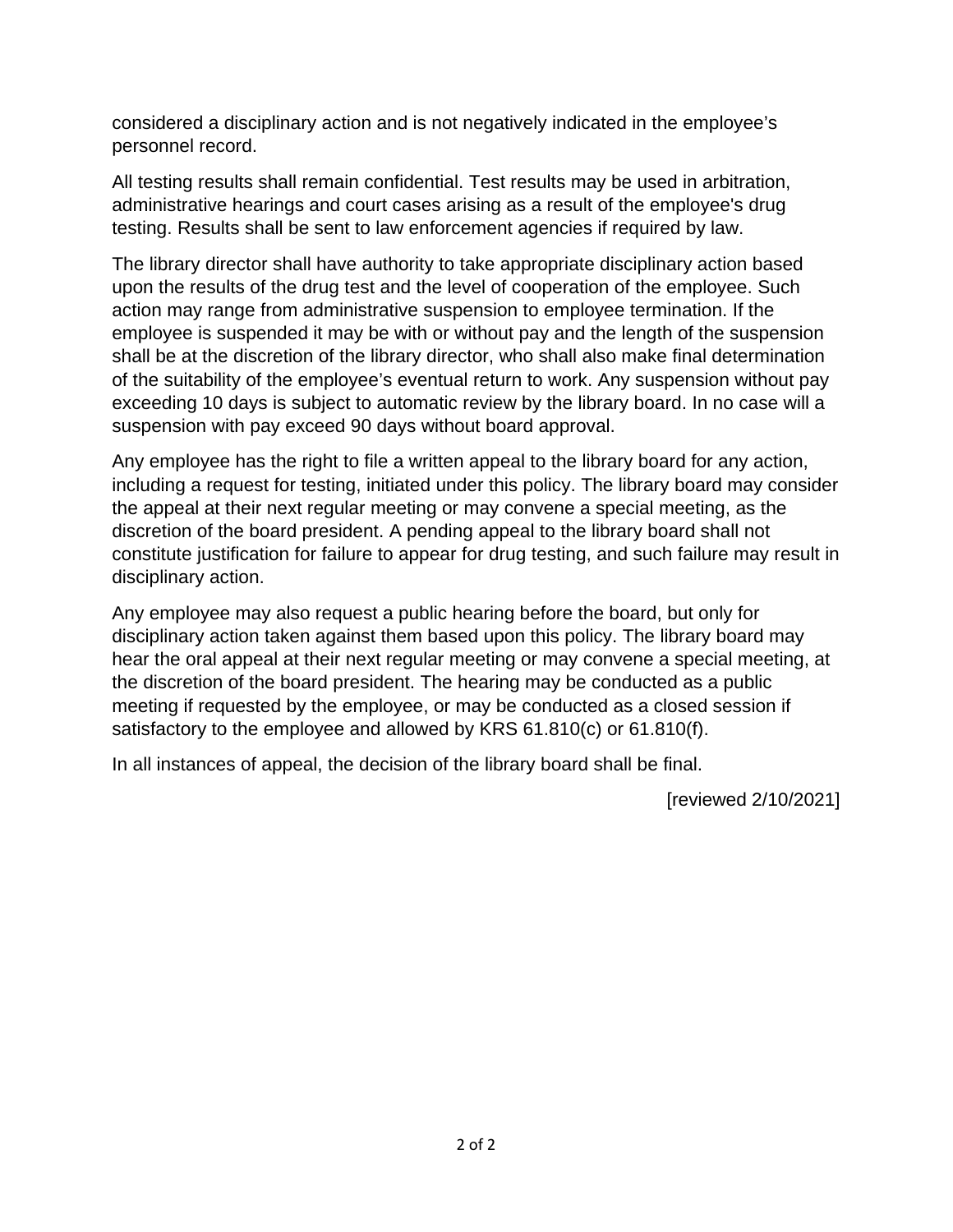considered a disciplinary action and is not negatively indicated in the employee's personnel record.

All testing results shall remain confidential. Test results may be used in arbitration, administrative hearings and court cases arising as a result of the employee's drug testing. Results shall be sent to law enforcement agencies if required by law.

The library director shall have authority to take appropriate disciplinary action based upon the results of the drug test and the level of cooperation of the employee. Such action may range from administrative suspension to employee termination. If the employee is suspended it may be with or without pay and the length of the suspension shall be at the discretion of the library director, who shall also make final determination of the suitability of the employee's eventual return to work. Any suspension without pay exceeding 10 days is subject to automatic review by the library board. In no case will a suspension with pay exceed 90 days without board approval.

Any employee has the right to file a written appeal to the library board for any action, including a request for testing, initiated under this policy. The library board may consider the appeal at their next regular meeting or may convene a special meeting, as the discretion of the board president. A pending appeal to the library board shall not constitute justification for failure to appear for drug testing, and such failure may result in disciplinary action.

Any employee may also request a public hearing before the board, but only for disciplinary action taken against them based upon this policy. The library board may hear the oral appeal at their next regular meeting or may convene a special meeting, at the discretion of the board president. The hearing may be conducted as a public meeting if requested by the employee, or may be conducted as a closed session if satisfactory to the employee and allowed by KRS 61.810(c) or 61.810(f).

In all instances of appeal, the decision of the library board shall be final.

[reviewed 2/10/2021]